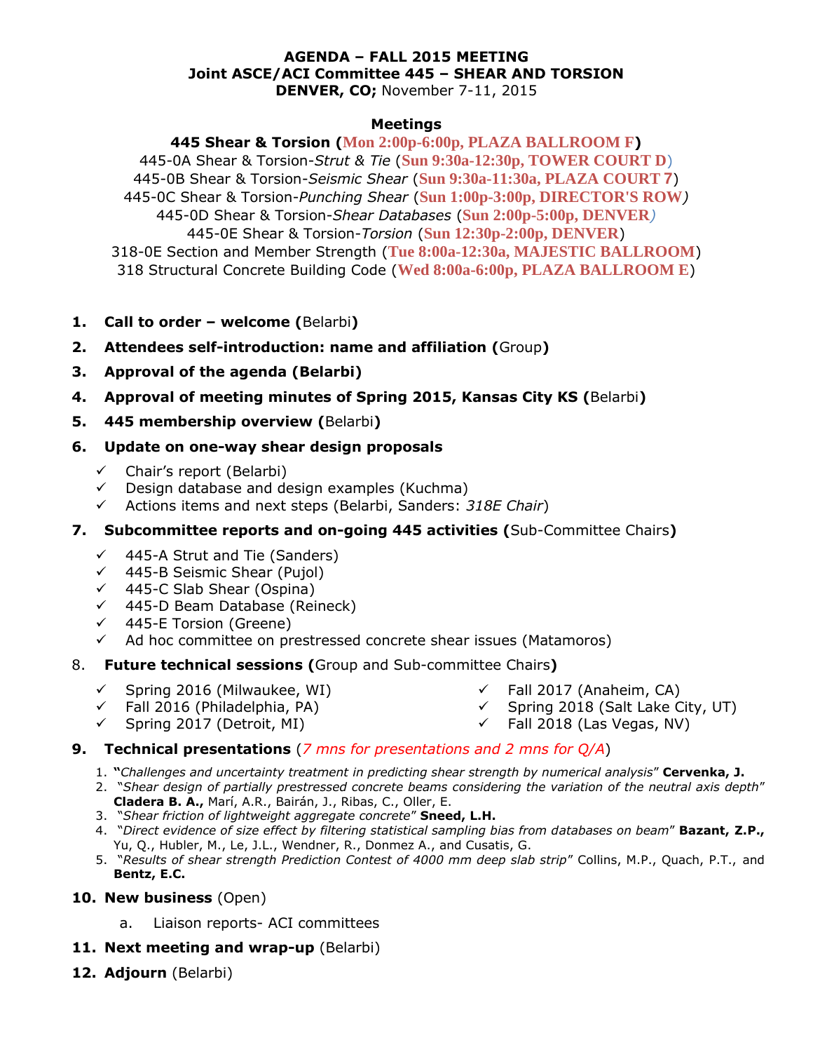**AGENDA – FALL 2015 MEETING**
**Joint ASCE/ACI Committee 445 – SHEAR AND TORSION**
**DENVER, CO;** November 7-11, 2015

**Meetings**

**445 Shear & Torsion (Mon 2:00p-6:00p, PLAZA BALLROOM F)**
445-0A Shear & Torsion-*Strut & Tie* (**Sun 9:30a-12:30p, TOWER COURT D**)
445-0B Shear & Torsion-*Seismic Shear* (**Sun 9:30a-11:30a, PLAZA COURT 7**)
445-0C Shear & Torsion-*Punching Shear* (**Sun 1:00p-3:00p, DIRECTOR'S ROW**)
445-0D Shear & Torsion-*Shear Databases* (**Sun 2:00p-5:00p, DENVER**)
445-0E Shear & Torsion-*Torsion* (**Sun 12:30p-2:00p, DENVER**)
318-0E Section and Member Strength (**Tue 8:00a-12:30a, MAJESTIC BALLROOM**)
318 Structural Concrete Building Code (**Wed 8:00a-6:00p, PLAZA BALLROOM E**)

1. **Call to order – welcome (**Belarbi**)**
2. **Attendees self-introduction: name and affiliation (**Group**)**
3. **Approval of the agenda (Belarbi)**
4. **Approval of meeting minutes of Spring 2015, Kansas City KS (**Belarbi**)**
5. **445 membership overview (**Belarbi**)**
6. **Update on one-way shear design proposals**
   - ✓ Chair's report (Belarbi)
   - ✓ Design database and design examples (Kuchma)
   - ✓ Actions items and next steps (Belarbi, Sanders: *318E Chair*)
7. **Subcommittee reports and on-going 445 activities (**Sub-Committee Chairs**)**
   - ✓ 445-A Strut and Tie (Sanders)
   - ✓ 445-B Seismic Shear (Pujol)
   - ✓ 445-C Slab Shear (Ospina)
   - ✓ 445-D Beam Database (Reineck)
   - ✓ 445-E Torsion (Greene)
   - ✓ Ad hoc committee on prestressed concrete shear issues (Matamoros)
8. **Future technical sessions (**Group and Sub-committee Chairs**)**
   - ✓ Spring 2016 (Milwaukee, WI)
   - ✓ Fall 2016 (Philadelphia, PA)
   - ✓ Spring 2017 (Detroit, MI)
   - ✓ Fall 2017 (Anaheim, CA)
   - ✓ Spring 2018 (Salt Lake City, UT)
   - ✓ Fall 2018 (Las Vegas, NV)
9. **Technical presentations** (*7 mns for presentations and 2 mns for Q/A*)
   1. "*Challenges and uncertainty treatment in predicting shear strength by numerical analysis*" **Cervenka, J.**
   2. "*Shear design of partially prestressed concrete beams considering the variation of the neutral axis depth*" **Cladera B. A.,** Marí, A.R., Bairán, J., Ribas, C., Oller, E.
   3. "*Shear friction of lightweight aggregate concrete*" **Sneed, L.H.**
   4. "*Direct evidence of size effect by filtering statistical sampling bias from databases on beam*" **Bazant, Z.P.,** Yu, Q., Hubler, M., Le, J.L., Wendner, R., Donmez A., and Cusatis, G.
   5. "*Results of shear strength Prediction Contest of 4000 mm deep slab strip*" Collins, M.P., Quach, P.T., and **Bentz, E.C.**
10. **New business** (Open)
    a. Liaison reports- ACI committees
11. **Next meeting and wrap-up** (Belarbi)
12. **Adjourn** (Belarbi)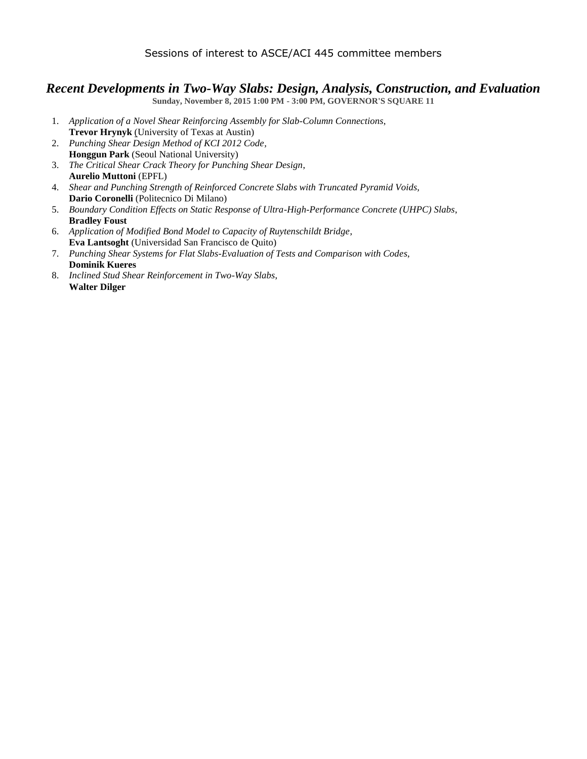Sessions of interest to ASCE/ACI 445 committee members

## *Recent Developments in Two-Way Slabs: Design, Analysis, Construction, and Evaluation*

**Sunday, November 8, 2015 1:00 PM - 3:00 PM, GOVERNOR'S SQUARE 11**

1. *Application of a Novel Shear Reinforcing Assembly for Slab-Column Connections*,
   **Trevor Hrynyk** (University of Texas at Austin)
2. *Punching Shear Design Method of KCI 2012 Code*,
   **Honggun Park** (Seoul National University)
3. *The Critical Shear Crack Theory for Punching Shear Design*,
   **Aurelio Muttoni** (EPFL)
4. *Shear and Punching Strength of Reinforced Concrete Slabs with Truncated Pyramid Voids*,
   **Dario Coronelli** (Politecnico Di Milano)
5. *Boundary Condition Effects on Static Response of Ultra-High-Performance Concrete (UHPC) Slabs*,
   **Bradley Foust**
6. *Application of Modified Bond Model to Capacity of Ruytenschildt Bridge*,
   **Eva Lantsoght** (Universidad San Francisco de Quito)
7. *Punching Shear Systems for Flat Slabs-Evaluation of Tests and Comparison with Codes*,
   **Dominik Kueres**
8. *Inclined Stud Shear Reinforcement in Two-Way Slabs*,
   **Walter Dilger**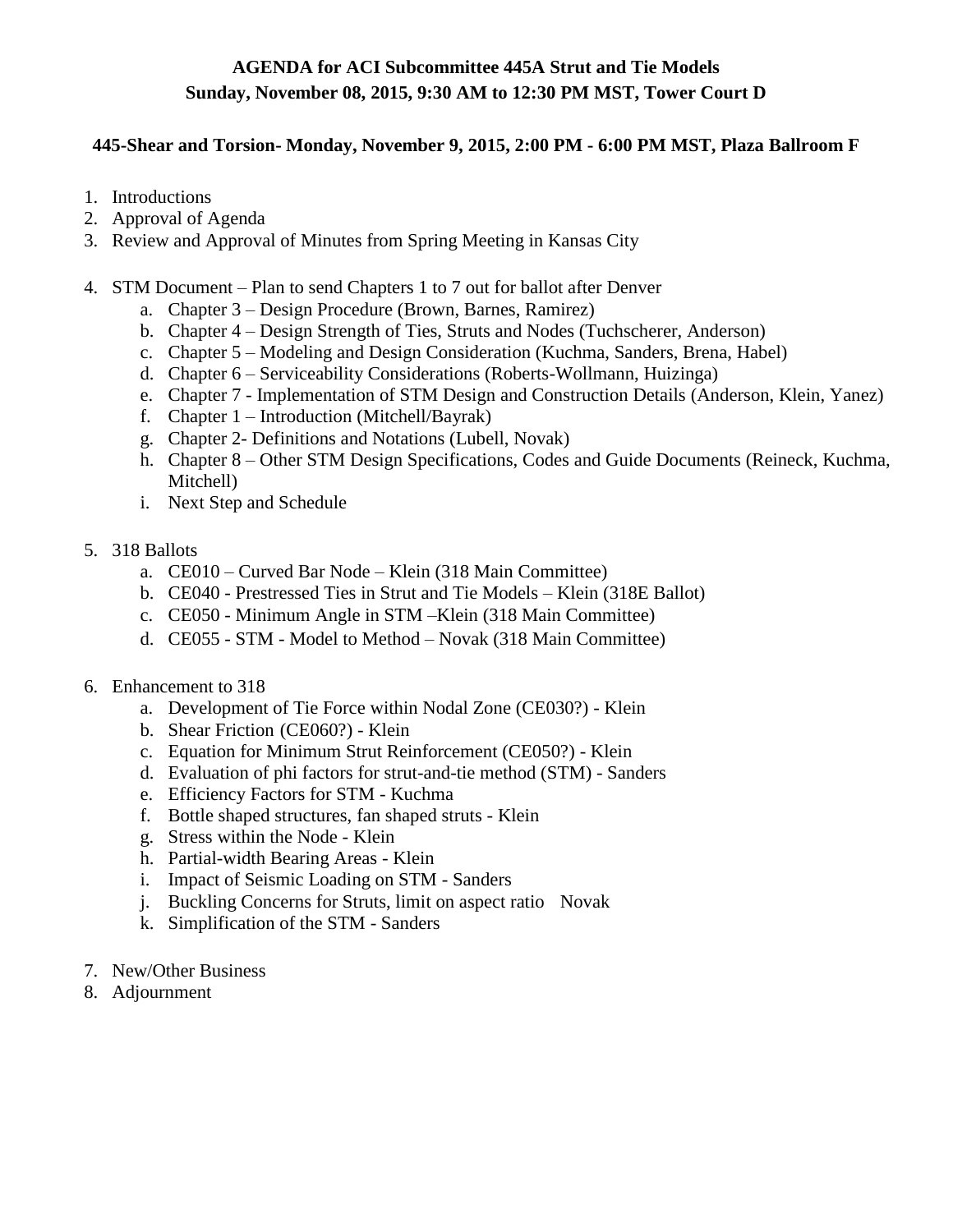**AGENDA for ACI Subcommittee 445A Strut and Tie Models**
**Sunday, November 08, 2015, 9:30 AM to 12:30 PM MST, Tower Court D**

**445-Shear and Torsion- Monday, November 9, 2015, 2:00 PM - 6:00 PM MST, Plaza Ballroom F**

1. Introductions
2. Approval of Agenda
3. Review and Approval of Minutes from Spring Meeting in Kansas City
4. STM Document – Plan to send Chapters 1 to 7 out for ballot after Denver
    a. Chapter 3 – Design Procedure (Brown, Barnes, Ramirez)
    b. Chapter 4 – Design Strength of Ties, Struts and Nodes (Tuchscherer, Anderson)
    c. Chapter 5 – Modeling and Design Consideration (Kuchma, Sanders, Brena, Habel)
    d. Chapter 6 – Serviceability Considerations (Roberts-Wollmann, Huizinga)
    e. Chapter 7 - Implementation of STM Design and Construction Details (Anderson, Klein, Yanez)
    f. Chapter 1 – Introduction (Mitchell/Bayrak)
    g. Chapter 2- Definitions and Notations (Lubell, Novak)
    h. Chapter 8 – Other STM Design Specifications, Codes and Guide Documents (Reineck, Kuchma, Mitchell)
    i. Next Step and Schedule
5. 318 Ballots
    a. CE010 – Curved Bar Node – Klein (318 Main Committee)
    b. CE040 - Prestressed Ties in Strut and Tie Models – Klein (318E Ballot)
    c. CE050 - Minimum Angle in STM –Klein (318 Main Committee)
    d. CE055 - STM - Model to Method – Novak (318 Main Committee)
6. Enhancement to 318
    a. Development of Tie Force within Nodal Zone (CE030?) - Klein
    b. Shear Friction (CE060?) - Klein
    c. Equation for Minimum Strut Reinforcement (CE050?) - Klein
    d. Evaluation of phi factors for strut-and-tie method (STM) - Sanders
    e. Efficiency Factors for STM - Kuchma
    f. Bottle shaped structures, fan shaped struts - Klein
    g. Stress within the Node - Klein
    h. Partial-width Bearing Areas - Klein
    i. Impact of Seismic Loading on STM - Sanders
    j. Buckling Concerns for Struts, limit on aspect ratio Novak
    k. Simplification of the STM - Sanders
7. New/Other Business
8. Adjournment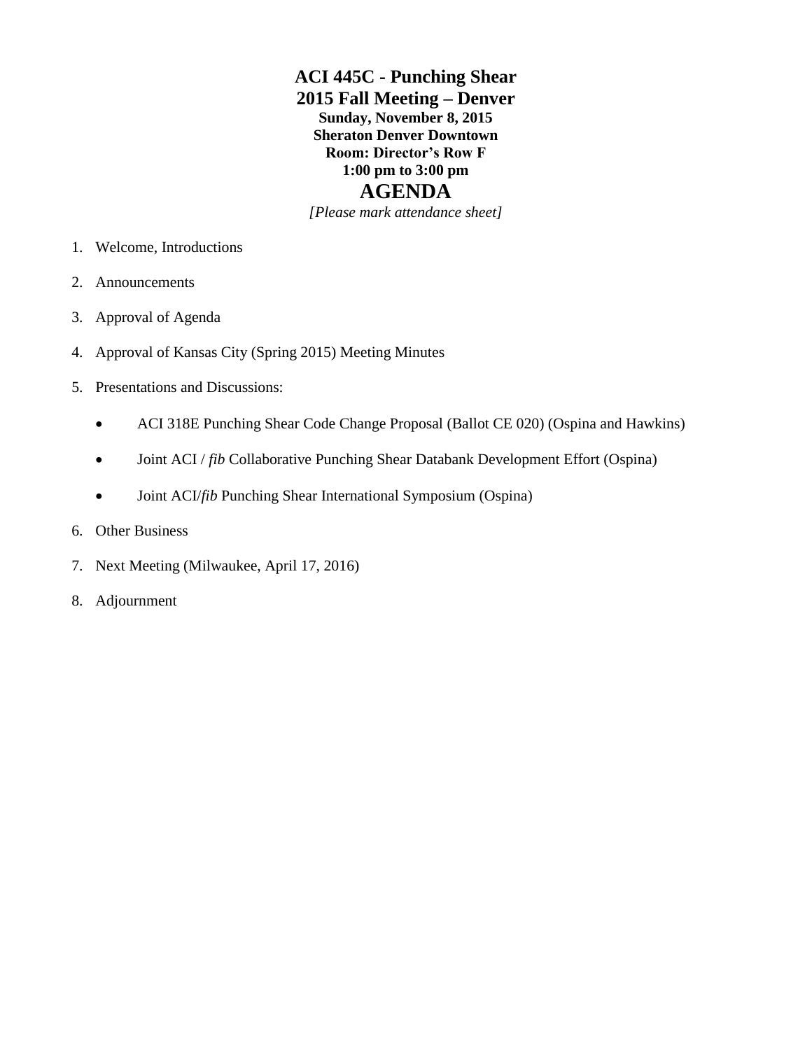# ACI 445C - Punching Shear

## 2015 Fall Meeting – Denver

**Sunday, November 8, 2015**
**Sheraton Denver Downtown**
**Room: Director's Row F**
**1:00 pm to 3:00 pm**

## AGENDA

*[Please mark attendance sheet]*

1. Welcome, Introductions
2. Announcements
3. Approval of Agenda
4. Approval of Kansas City (Spring 2015) Meeting Minutes
5. Presentations and Discussions:
   - ACI 318E Punching Shear Code Change Proposal (Ballot CE 020) (Ospina and Hawkins)
   - Joint ACI / *fib* Collaborative Punching Shear Databank Development Effort (Ospina)
   - Joint ACI/*fib* Punching Shear International Symposium (Ospina)
6. Other Business
7. Next Meeting (Milwaukee, April 17, 2016)
8. Adjournment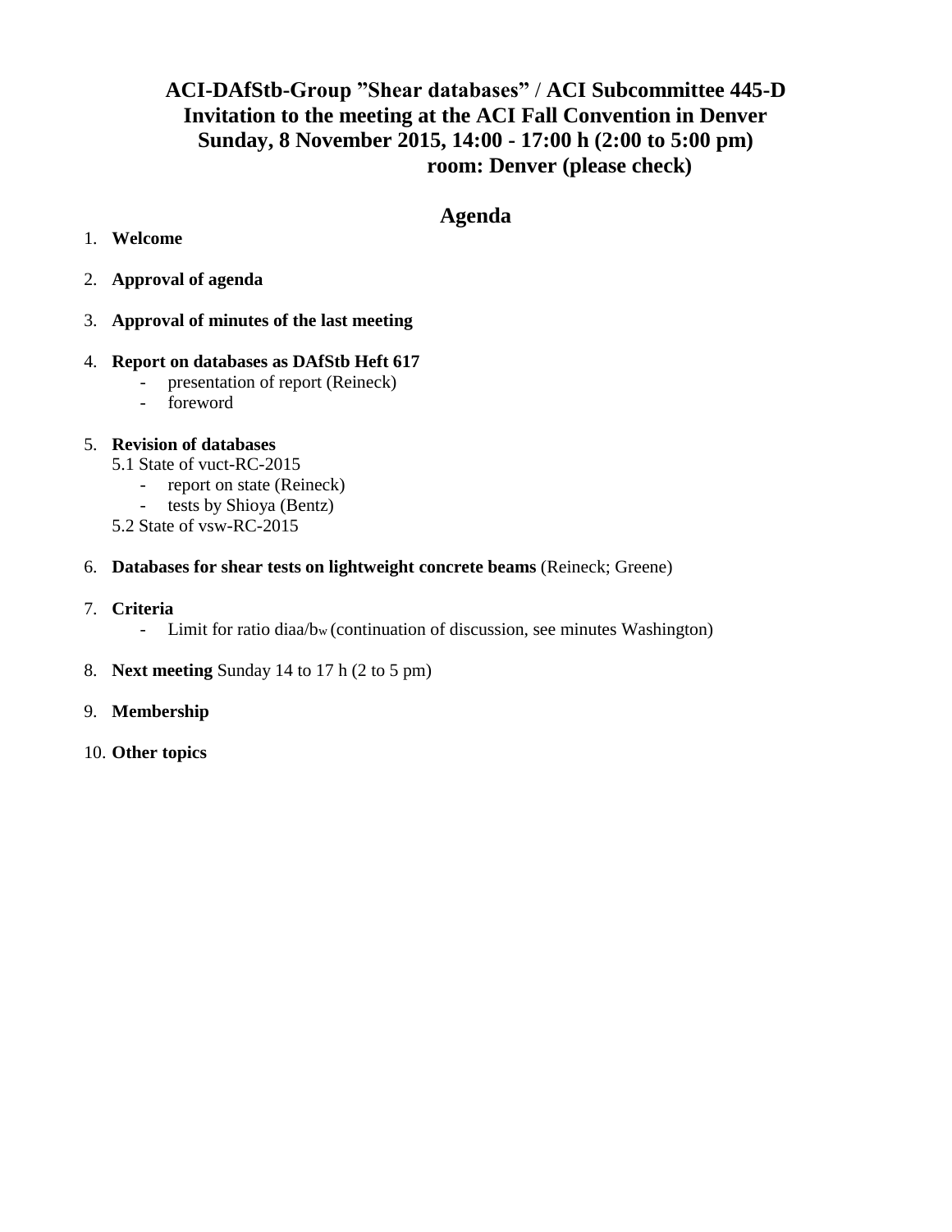# ACI-DAfStb-Group "Shear databases" / ACI Subcommittee 445-D
# Invitation to the meeting at the ACI Fall Convention in Denver
# Sunday, 8 November 2015, 14:00 - 17:00 h (2:00 to 5:00 pm)
# room: Denver (please check)

## Agenda

1. **Welcome**

2. **Approval of agenda**

3. **Approval of minutes of the last meeting**

4. **Report on databases as DAfStb Heft 617**
   - presentation of report (Reineck)
   - foreword

5. **Revision of databases**

   5.1 State of vuct-RC-2015
   - report on state (Reineck)
   - tests by Shioya (Bentz)

   5.2 State of vsw-RC-2015

6. **Databases for shear tests on lightweight concrete beams** (Reineck; Greene)

7. **Criteria**
   - Limit for ratio diaa/$b_w$ (continuation of discussion, see minutes Washington)

8. **Next meeting** Sunday 14 to 17 h (2 to 5 pm)

9. **Membership**

10. **Other topics**